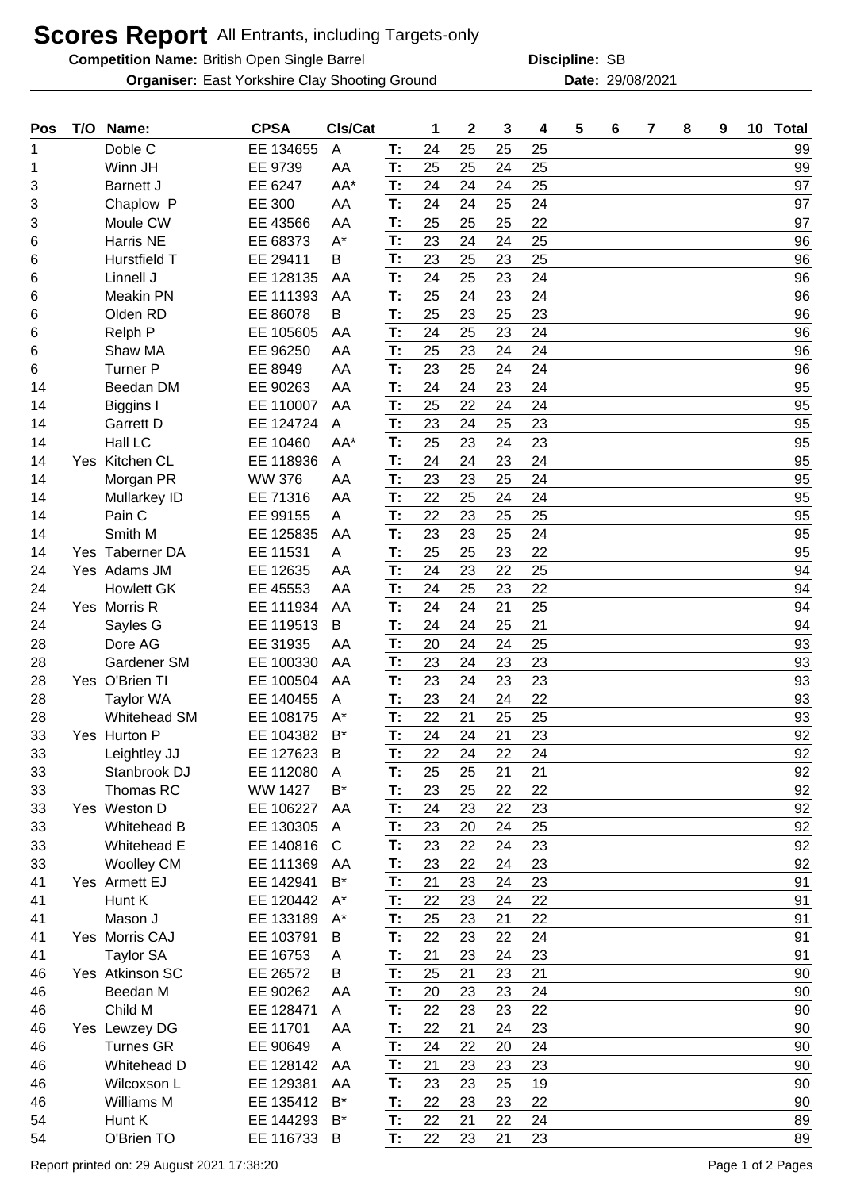# Scores Report All Entrants, including Targets-only

**Competition Name:** British Open Single Barrel **Discipline:** SB

**Organiser:** East Yorkshire Clay Shooting Ground **Date:** 29/08/2021

| Pos | T/O | Name: | CPSA | Cls/Cat | | 1 | 2 | 3 | 4 | 5 | 6 | 7 | 8 | 9 | 10 | Total |
|---|---|---|---|---|---|---|---|---|---|---|---|---|---|---|---|---|
| 1 | | Doble C | EE 134655 | A | T: | 24 | 25 | 25 | 25 | | | | | | | 99 |
| 1 | | Winn JH | EE 9739 | AA | T: | 25 | 25 | 24 | 25 | | | | | | | 99 |
| 3 | | Barnett J | EE 6247 | AA* | T: | 24 | 24 | 24 | 25 | | | | | | | 97 |
| 3 | | Chaplow P | EE 300 | AA | T: | 24 | 24 | 25 | 24 | | | | | | | 97 |
| 3 | | Moule CW | EE 43566 | AA | T: | 25 | 25 | 25 | 22 | | | | | | | 97 |
| 6 | | Harris NE | EE 68373 | A* | T: | 23 | 24 | 24 | 25 | | | | | | | 96 |
| 6 | | Hurstfield T | EE 29411 | B | T: | 23 | 25 | 23 | 25 | | | | | | | 96 |
| 6 | | Linnell J | EE 128135 | AA | T: | 24 | 25 | 23 | 24 | | | | | | | 96 |
| 6 | | Meakin PN | EE 111393 | AA | T: | 25 | 24 | 23 | 24 | | | | | | | 96 |
| 6 | | Olden RD | EE 86078 | B | T: | 25 | 23 | 25 | 23 | | | | | | | 96 |
| 6 | | Relph P | EE 105605 | AA | T: | 24 | 25 | 23 | 24 | | | | | | | 96 |
| 6 | | Shaw MA | EE 96250 | AA | T: | 25 | 23 | 24 | 24 | | | | | | | 96 |
| 6 | | Turner P | EE 8949 | AA | T: | 23 | 25 | 24 | 24 | | | | | | | 96 |
| 14 | | Beedan DM | EE 90263 | AA | T: | 24 | 24 | 23 | 24 | | | | | | | 95 |
| 14 | | Biggins I | EE 110007 | AA | T: | 25 | 22 | 24 | 24 | | | | | | | 95 |
| 14 | | Garrett D | EE 124724 | A | T: | 23 | 24 | 25 | 23 | | | | | | | 95 |
| 14 | | Hall LC | EE 10460 | AA* | T: | 25 | 23 | 24 | 23 | | | | | | | 95 |
| 14 | Yes | Kitchen CL | EE 118936 | A | T: | 24 | 24 | 23 | 24 | | | | | | | 95 |
| 14 | | Morgan PR | WW 376 | AA | T: | 23 | 23 | 25 | 24 | | | | | | | 95 |
| 14 | | Mullarkey ID | EE 71316 | AA | T: | 22 | 25 | 24 | 24 | | | | | | | 95 |
| 14 | | Pain C | EE 99155 | A | T: | 22 | 23 | 25 | 25 | | | | | | | 95 |
| 14 | | Smith M | EE 125835 | AA | T: | 23 | 23 | 25 | 24 | | | | | | | 95 |
| 14 | Yes | Taberner DA | EE 11531 | A | T: | 25 | 25 | 23 | 22 | | | | | | | 95 |
| 24 | Yes | Adams JM | EE 12635 | AA | T: | 24 | 23 | 22 | 25 | | | | | | | 94 |
| 24 | | Howlett GK | EE 45553 | AA | T: | 24 | 25 | 23 | 22 | | | | | | | 94 |
| 24 | Yes | Morris R | EE 111934 | AA | T: | 24 | 24 | 21 | 25 | | | | | | | 94 |
| 24 | | Sayles G | EE 119513 | B | T: | 24 | 24 | 25 | 21 | | | | | | | 94 |
| 28 | | Dore AG | EE 31935 | AA | T: | 20 | 24 | 24 | 25 | | | | | | | 93 |
| 28 | | Gardener SM | EE 100330 | AA | T: | 23 | 24 | 23 | 23 | | | | | | | 93 |
| 28 | Yes | O'Brien TI | EE 100504 | AA | T: | 23 | 24 | 23 | 23 | | | | | | | 93 |
| 28 | | Taylor WA | EE 140455 | A | T: | 23 | 24 | 24 | 22 | | | | | | | 93 |
| 28 | | Whitehead SM | EE 108175 | A* | T: | 22 | 21 | 25 | 25 | | | | | | | 93 |
| 33 | Yes | Hurton P | EE 104382 | B* | T: | 24 | 24 | 21 | 23 | | | | | | | 92 |
| 33 | | Leightley JJ | EE 127623 | B | T: | 22 | 24 | 22 | 24 | | | | | | | 92 |
| 33 | | Stanbrook DJ | EE 112080 | A | T: | 25 | 25 | 21 | 21 | | | | | | | 92 |
| 33 | | Thomas RC | WW 1427 | B* | T: | 23 | 25 | 22 | 22 | | | | | | | 92 |
| 33 | Yes | Weston D | EE 106227 | AA | T: | 24 | 23 | 22 | 23 | | | | | | | 92 |
| 33 | | Whitehead B | EE 130305 | A | T: | 23 | 20 | 24 | 25 | | | | | | | 92 |
| 33 | | Whitehead E | EE 140816 | C | T: | 23 | 22 | 24 | 23 | | | | | | | 92 |
| 33 | | Woolley CM | EE 111369 | AA | T: | 23 | 22 | 24 | 23 | | | | | | | 92 |
| 41 | Yes | Armett EJ | EE 142941 | B* | T: | 21 | 23 | 24 | 23 | | | | | | | 91 |
| 41 | | Hunt K | EE 120442 | A* | T: | 22 | 23 | 24 | 22 | | | | | | | 91 |
| 41 | | Mason J | EE 133189 | A* | T: | 25 | 23 | 21 | 22 | | | | | | | 91 |
| 41 | Yes | Morris CAJ | EE 103791 | B | T: | 22 | 23 | 22 | 24 | | | | | | | 91 |
| 41 | | Taylor SA | EE 16753 | A | T: | 21 | 23 | 24 | 23 | | | | | | | 91 |
| 46 | Yes | Atkinson SC | EE 26572 | B | T: | 25 | 21 | 23 | 21 | | | | | | | 90 |
| 46 | | Beedan M | EE 90262 | AA | T: | 20 | 23 | 23 | 24 | | | | | | | 90 |
| 46 | | Child M | EE 128471 | A | T: | 22 | 23 | 23 | 22 | | | | | | | 90 |
| 46 | Yes | Lewzey DG | EE 11701 | AA | T: | 22 | 21 | 24 | 23 | | | | | | | 90 |
| 46 | | Turnes GR | EE 90649 | A | T: | 24 | 22 | 20 | 24 | | | | | | | 90 |
| 46 | | Whitehead D | EE 128142 | AA | T: | 21 | 23 | 23 | 23 | | | | | | | 90 |
| 46 | | Wilcoxson L | EE 129381 | AA | T: | 23 | 23 | 25 | 19 | | | | | | | 90 |
| 46 | | Williams M | EE 135412 | B* | T: | 22 | 23 | 23 | 22 | | | | | | | 90 |
| 54 | | Hunt K | EE 144293 | B* | T: | 22 | 21 | 22 | 24 | | | | | | | 89 |
| 54 | | O'Brien TO | EE 116733 | B | T: | 22 | 23 | 21 | 23 | | | | | | | 89 |

Report printed on: 29 August 2021 17:38:20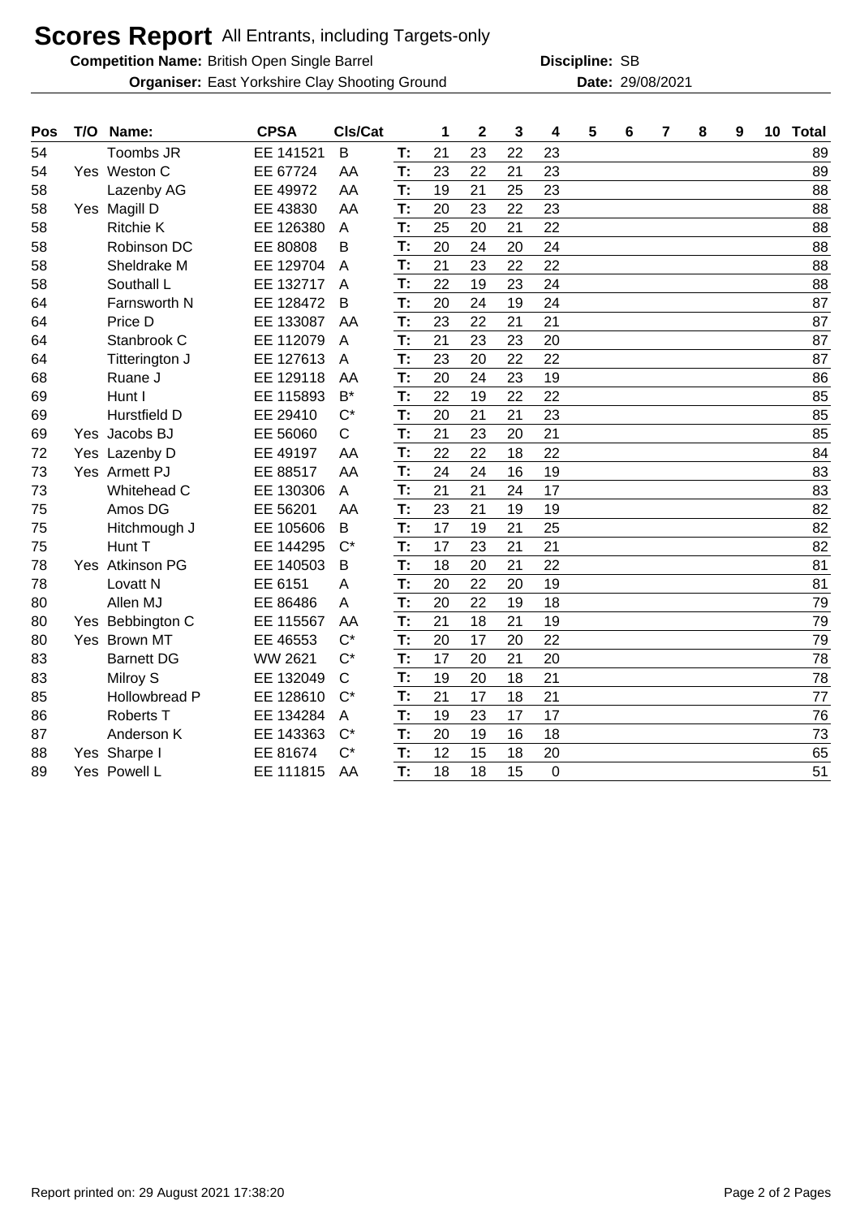# Scores Report All Entrants, including Targets-only

**Competition Name:** British Open Single Barrel **Discipline:** SB

**Organiser:** East Yorkshire Clay Shooting Ground **Date:** 29/08/2021

| Pos | T/O | Name: | CPSA | Cls/Cat | | 1 | 2 | 3 | 4 | 5 | 6 | 7 | 8 | 9 | 10 | Total |
|---|---|---|---|---|---|---|---|---|---|---|---|---|---|---|---|---|
| 54 | | Toombs JR | EE 141521 | B | T: | 21 | 23 | 22 | 23 | | | | | | | 89 |
| 54 | Yes | Weston C | EE 67724 | AA | T: | 23 | 22 | 21 | 23 | | | | | | | 89 |
| 58 | | Lazenby AG | EE 49972 | AA | T: | 19 | 21 | 25 | 23 | | | | | | | 88 |
| 58 | Yes | Magill D | EE 43830 | AA | T: | 20 | 23 | 22 | 23 | | | | | | | 88 |
| 58 | | Ritchie K | EE 126380 | A | T: | 25 | 20 | 21 | 22 | | | | | | | 88 |
| 58 | | Robinson DC | EE 80808 | B | T: | 20 | 24 | 20 | 24 | | | | | | | 88 |
| 58 | | Sheldrake M | EE 129704 | A | T: | 21 | 23 | 22 | 22 | | | | | | | 88 |
| 58 | | Southall L | EE 132717 | A | T: | 22 | 19 | 23 | 24 | | | | | | | 88 |
| 64 | | Farnsworth N | EE 128472 | B | T: | 20 | 24 | 19 | 24 | | | | | | | 87 |
| 64 | | Price D | EE 133087 | AA | T: | 23 | 22 | 21 | 21 | | | | | | | 87 |
| 64 | | Stanbrook C | EE 112079 | A | T: | 21 | 23 | 23 | 20 | | | | | | | 87 |
| 64 | | Titterington J | EE 127613 | A | T: | 23 | 20 | 22 | 22 | | | | | | | 87 |
| 68 | | Ruane J | EE 129118 | AA | T: | 20 | 24 | 23 | 19 | | | | | | | 86 |
| 69 | | Hunt I | EE 115893 | B* | T: | 22 | 19 | 22 | 22 | | | | | | | 85 |
| 69 | | Hurstfield D | EE 29410 | C* | T: | 20 | 21 | 21 | 23 | | | | | | | 85 |
| 69 | Yes | Jacobs BJ | EE 56060 | C | T: | 21 | 23 | 20 | 21 | | | | | | | 85 |
| 72 | Yes | Lazenby D | EE 49197 | AA | T: | 22 | 22 | 18 | 22 | | | | | | | 84 |
| 73 | Yes | Armett PJ | EE 88517 | AA | T: | 24 | 24 | 16 | 19 | | | | | | | 83 |
| 73 | | Whitehead C | EE 130306 | A | T: | 21 | 21 | 24 | 17 | | | | | | | 83 |
| 75 | | Amos DG | EE 56201 | AA | T: | 23 | 21 | 19 | 19 | | | | | | | 82 |
| 75 | | Hitchmough J | EE 105606 | B | T: | 17 | 19 | 21 | 25 | | | | | | | 82 |
| 75 | | Hunt T | EE 144295 | C* | T: | 17 | 23 | 21 | 21 | | | | | | | 82 |
| 78 | Yes | Atkinson PG | EE 140503 | B | T: | 18 | 20 | 21 | 22 | | | | | | | 81 |
| 78 | | Lovatt N | EE 6151 | A | T: | 20 | 22 | 20 | 19 | | | | | | | 81 |
| 80 | | Allen MJ | EE 86486 | A | T: | 20 | 22 | 19 | 18 | | | | | | | 79 |
| 80 | Yes | Bebbington C | EE 115567 | AA | T: | 21 | 18 | 21 | 19 | | | | | | | 79 |
| 80 | Yes | Brown MT | EE 46553 | C* | T: | 20 | 17 | 20 | 22 | | | | | | | 79 |
| 83 | | Barnett DG | WW 2621 | C* | T: | 17 | 20 | 21 | 20 | | | | | | | 78 |
| 83 | | Milroy S | EE 132049 | C | T: | 19 | 20 | 18 | 21 | | | | | | | 78 |
| 85 | | Hollowbread P | EE 128610 | C* | T: | 21 | 17 | 18 | 21 | | | | | | | 77 |
| 86 | | Roberts T | EE 134284 | A | T: | 19 | 23 | 17 | 17 | | | | | | | 76 |
| 87 | | Anderson K | EE 143363 | C* | T: | 20 | 19 | 16 | 18 | | | | | | | 73 |
| 88 | Yes | Sharpe I | EE 81674 | C* | T: | 12 | 15 | 18 | 20 | | | | | | | 65 |
| 89 | Yes | Powell L | EE 111815 | AA | T: | 18 | 18 | 15 | 0 | | | | | | | 51 |

Report printed on: 29 August 2021 17:38:20